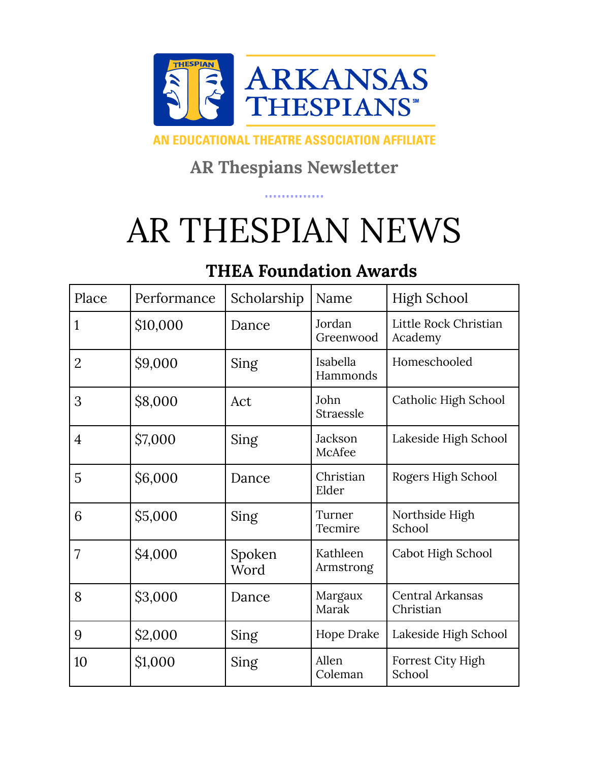ARKANSAS THESPIANS

AN EDUCATIONAL THEATRE ASSOCIATION AFFILIATE

AR Thespians Newsletter

# AR THESPIAN NEWS

## THEA Foundation Awards

| Place | Performance | Scholarship | Name | High School |
|---|---|---|---|---|
| 1 | $10,000 | Dance | Jordan Greenwood | Little Rock Christian Academy |
| 2 | $9,000 | Sing | Isabella Hammonds | Homeschooled |
| 3 | $8,000 | Act | John Straessle | Catholic High School |
| 4 | $7,000 | Sing | Jackson McAfee | Lakeside High School |
| 5 | $6,000 | Dance | Christian Elder | Rogers High School |
| 6 | $5,000 | Sing | Turner Tecmire | Northside High School |
| 7 | $4,000 | Spoken Word | Kathleen Armstrong | Cabot High School |
| 8 | $3,000 | Dance | Margaux Marak | Central Arkansas Christian |
| 9 | $2,000 | Sing | Hope Drake | Lakeside High School |
| 10 | $1,000 | Sing | Allen Coleman | Forrest City High School |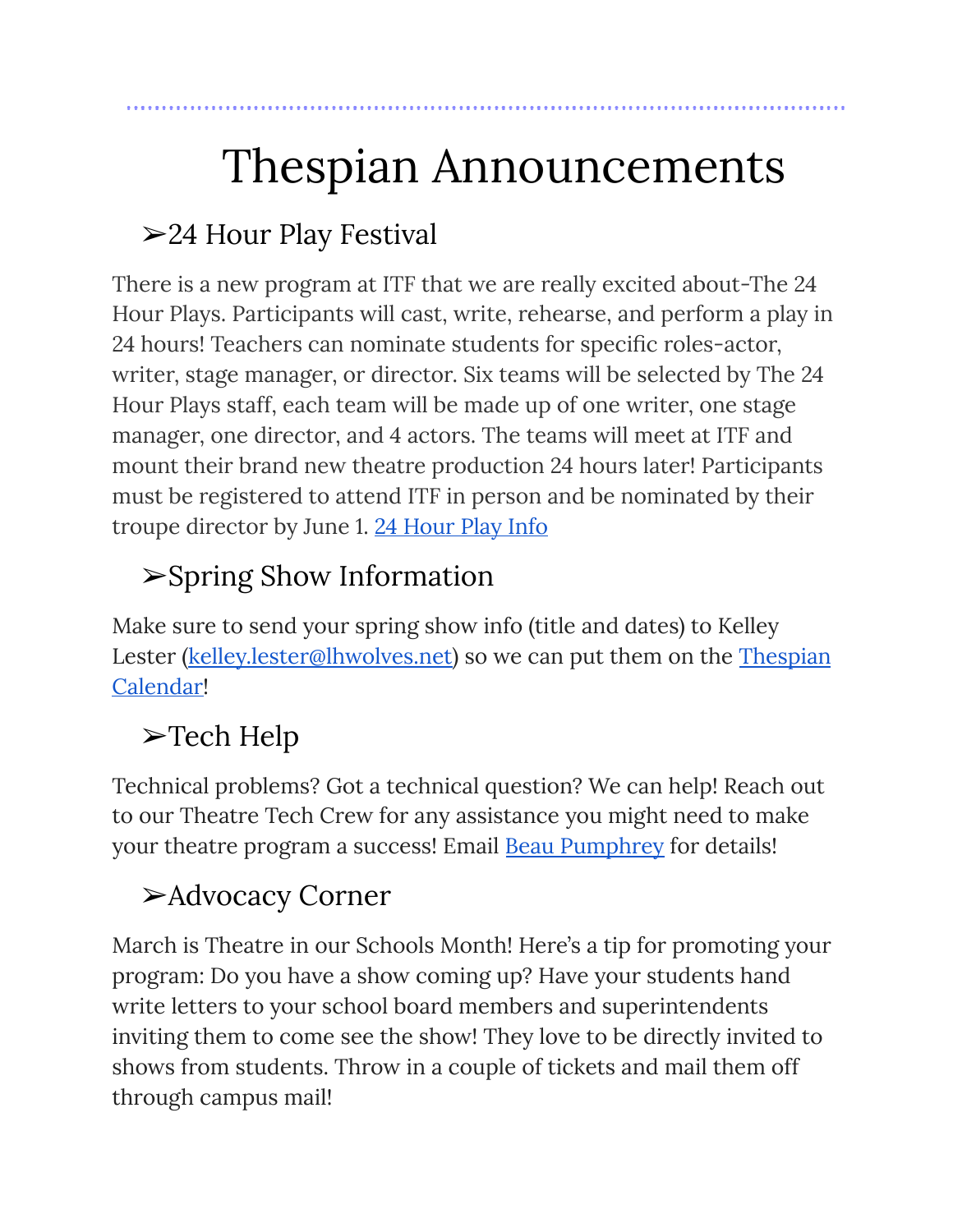# Thespian Announcements

## ➢24 Hour Play Festival

There is a new program at ITF that we are really excited about-The 24 Hour Plays. Participants will cast, write, rehearse, and perform a play in 24 hours! Teachers can nominate students for specific roles-actor, writer, stage manager, or director. Six teams will be selected by The 24 Hour Plays staff, each team will be made up of one writer, one stage manager, one director, and 4 actors. The teams will meet at ITF and mount their brand new theatre production 24 hours later! Participants must be registered to attend ITF in person and be nominated by their troupe director by June 1. 24 Hour Play Info

## ➢Spring Show Information

Make sure to send your spring show info (title and dates) to Kelley Lester (kelley.lester@lhwolves.net) so we can put them on the Thespian Calendar!

## ➢Tech Help

Technical problems? Got a technical question? We can help! Reach out to our Theatre Tech Crew for any assistance you might need to make your theatre program a success! Email Beau Pumphrey for details!

## ➢Advocacy Corner

March is Theatre in our Schools Month! Here's a tip for promoting your program: Do you have a show coming up? Have your students hand write letters to your school board members and superintendents inviting them to come see the show! They love to be directly invited to shows from students. Throw in a couple of tickets and mail them off through campus mail!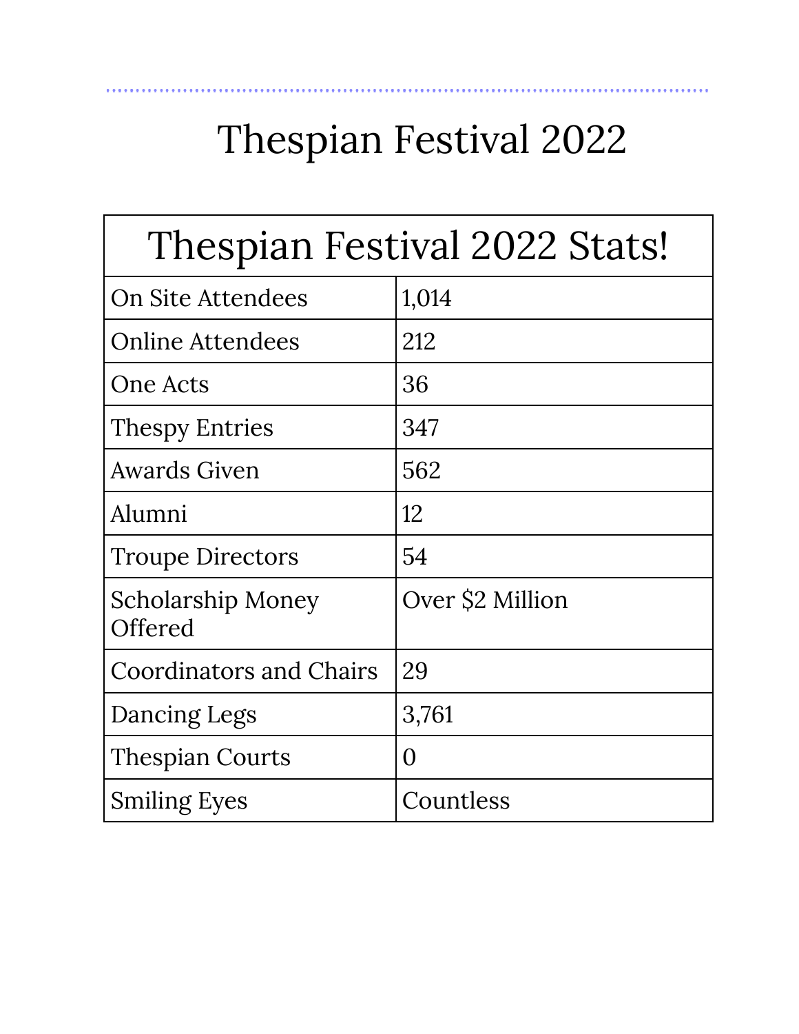# Thespian Festival 2022

| Thespian Festival 2022 Stats! | |
|---|---|
| On Site Attendees | 1,014 |
| Online Attendees | 212 |
| One Acts | 36 |
| Thespy Entries | 347 |
| Awards Given | 562 |
| Alumni | 12 |
| Troupe Directors | 54 |
| Scholarship Money Offered | Over $2 Million |
| Coordinators and Chairs | 29 |
| Dancing Legs | 3,761 |
| Thespian Courts | 0 |
| Smiling Eyes | Countless |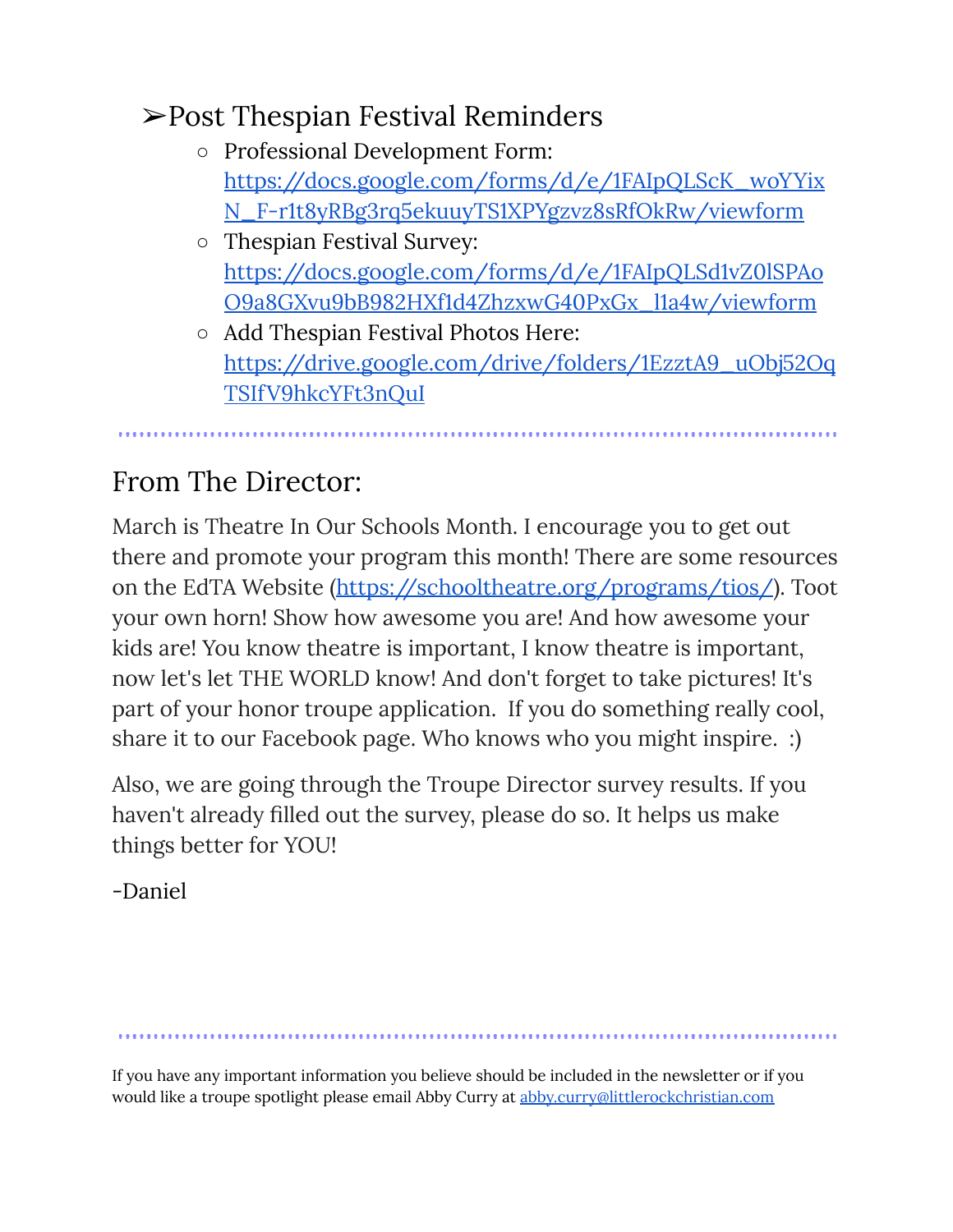## ➢Post Thespian Festival Reminders

- Professional Development Form: https://docs.google.com/forms/d/e/1FAIpQLScK_woYYixN_F-r1t8yRBg3rq5ekuuyTS1XPYgzvz8sRfOkRw/viewform
- Thespian Festival Survey: https://docs.google.com/forms/d/e/1FAIpQLSd1vZ0lSPAoO9a8GXvu9bB982HXf1d4ZhzxwG40PxGx_l1a4w/viewform
- Add Thespian Festival Photos Here: https://drive.google.com/drive/folders/1EzztA9_uObj52OqTSIfV9hkcYFt3nQuI

---

## From The Director:

March is Theatre In Our Schools Month. I encourage you to get out there and promote your program this month! There are some resources on the EdTA Website (https://schooltheatre.org/programs/tios/). Toot your own horn! Show how awesome you are! And how awesome your kids are! You know theatre is important, I know theatre is important, now let's let THE WORLD know! And don't forget to take pictures! It's part of your honor troupe application. If you do something really cool, share it to our Facebook page. Who knows who you might inspire. :)

Also, we are going through the Troupe Director survey results. If you haven't already filled out the survey, please do so. It helps us make things better for YOU!

-Daniel

---

If you have any important information you believe should be included in the newsletter or if you would like a troupe spotlight please email Abby Curry at abby.curry@littlerockchristian.com